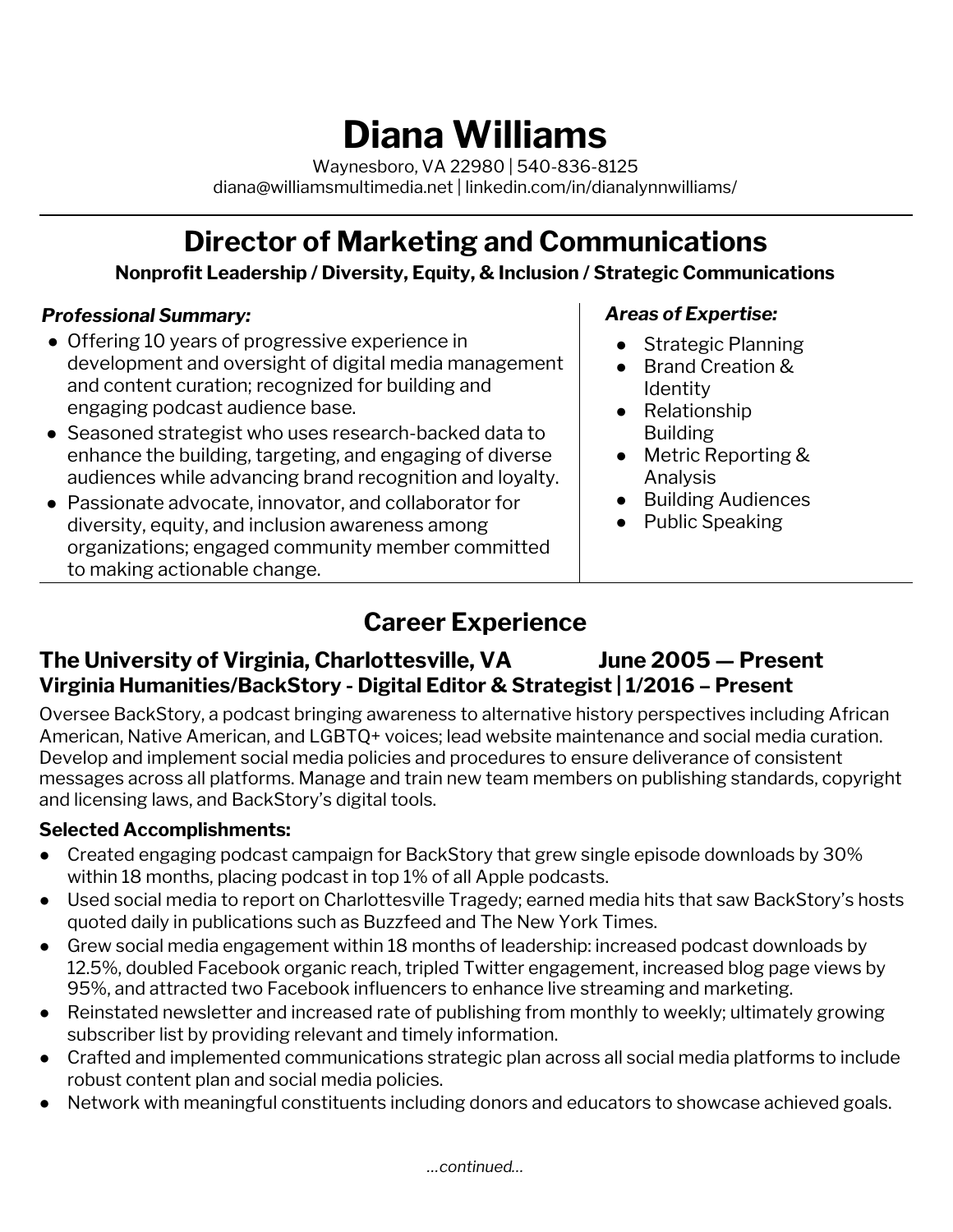# Diana Williams

Waynesboro, VA 22980 | 540-836-8125
diana@williamsmultimedia.net | linkedin.com/in/dianalynnwilliams/

## Director of Marketing and Communications

**Nonprofit Leadership / Diversity, Equity, & Inclusion / Strategic Communications**

***Professional Summary:***

- Offering 10 years of progressive experience in development and oversight of digital media management and content curation; recognized for building and engaging podcast audience base.
- Seasoned strategist who uses research-backed data to enhance the building, targeting, and engaging of diverse audiences while advancing brand recognition and loyalty.
- Passionate advocate, innovator, and collaborator for diversity, equity, and inclusion awareness among organizations; engaged community member committed to making actionable change.

***Areas of Expertise:***

- Strategic Planning
- Brand Creation & Identity
- Relationship Building
- Metric Reporting & Analysis
- Building Audiences
- Public Speaking

## Career Experience

### The University of Virginia, Charlottesville, VA — June 2005 — Present

**Virginia Humanities/BackStory - Digital Editor & Strategist | 1/2016 – Present**

Oversee BackStory, a podcast bringing awareness to alternative history perspectives including African American, Native American, and LGBTQ+ voices; lead website maintenance and social media curation. Develop and implement social media policies and procedures to ensure deliverance of consistent messages across all platforms. Manage and train new team members on publishing standards, copyright and licensing laws, and BackStory's digital tools.

**Selected Accomplishments:**

- Created engaging podcast campaign for BackStory that grew single episode downloads by 30% within 18 months, placing podcast in top 1% of all Apple podcasts.
- Used social media to report on Charlottesville Tragedy; earned media hits that saw BackStory's hosts quoted daily in publications such as Buzzfeed and The New York Times.
- Grew social media engagement within 18 months of leadership: increased podcast downloads by 12.5%, doubled Facebook organic reach, tripled Twitter engagement, increased blog page views by 95%, and attracted two Facebook influencers to enhance live streaming and marketing.
- Reinstated newsletter and increased rate of publishing from monthly to weekly; ultimately growing subscriber list by providing relevant and timely information.
- Crafted and implemented communications strategic plan across all social media platforms to include robust content plan and social media policies.
- Network with meaningful constituents including donors and educators to showcase achieved goals.

*...continued...*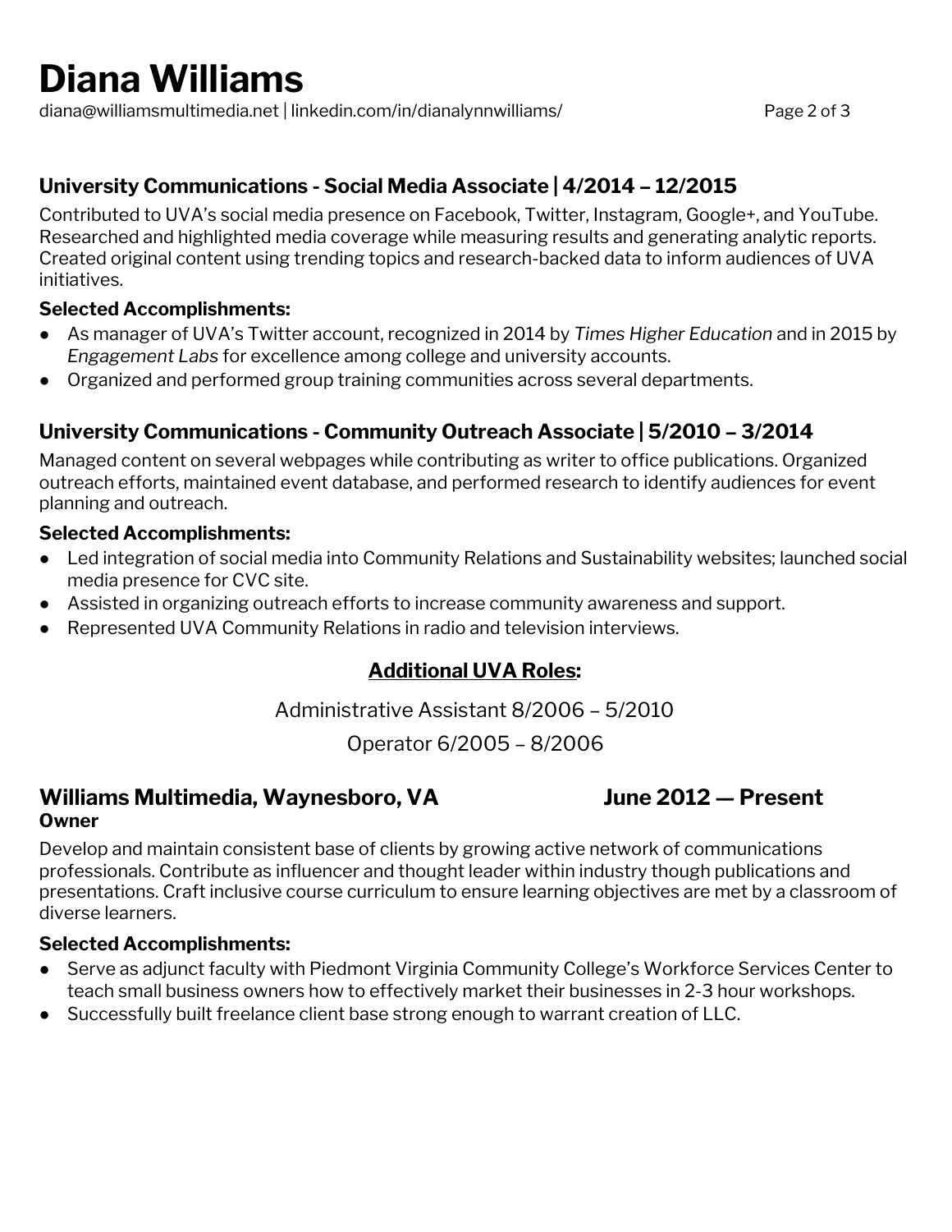### University Communications - Social Media Associate | 4/2014 – 12/2015

Contributed to UVA's social media presence on Facebook, Twitter, Instagram, Google+, and YouTube. Researched and highlighted media coverage while measuring results and generating analytic reports. Created original content using trending topics and research-backed data to inform audiences of UVA initiatives.

**Selected Accomplishments:**

- As manager of UVA's Twitter account, recognized in 2014 by *Times Higher Education* and in 2015 by *Engagement Labs* for excellence among college and university accounts.
- Organized and performed group training communities across several departments.

### University Communications - Community Outreach Associate | 5/2010 – 3/2014

Managed content on several webpages while contributing as writer to office publications. Organized outreach efforts, maintained event database, and performed research to identify audiences for event planning and outreach.

**Selected Accomplishments:**

- Led integration of social media into Community Relations and Sustainability websites; launched social media presence for CVC site.
- Assisted in organizing outreach efforts to increase community awareness and support.
- Represented UVA Community Relations in radio and television interviews.

**Additional UVA Roles:**

Administrative Assistant 8/2006 – 5/2010

Operator 6/2005 – 8/2006

### Williams Multimedia, Waynesboro, VA — June 2012 — Present

**Owner**

Develop and maintain consistent base of clients by growing active network of communications professionals. Contribute as influencer and thought leader within industry though publications and presentations. Craft inclusive course curriculum to ensure learning objectives are met by a classroom of diverse learners.

**Selected Accomplishments:**

- Serve as adjunct faculty with Piedmont Virginia Community College's Workforce Services Center to teach small business owners how to effectively market their businesses in 2-3 hour workshops.
- Successfully built freelance client base strong enough to warrant creation of LLC.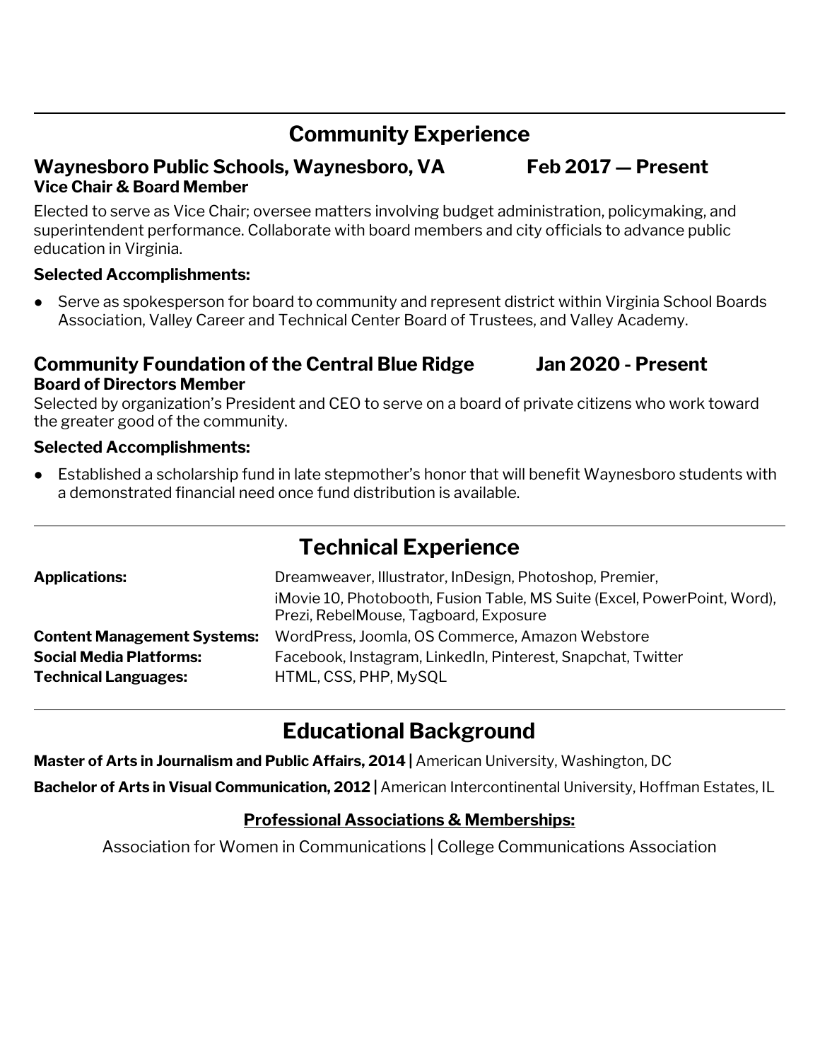## Community Experience

### Waynesboro Public Schools, Waynesboro, VA — Feb 2017 — Present
**Vice Chair & Board Member**

Elected to serve as Vice Chair; oversee matters involving budget administration, policymaking, and superintendent performance. Collaborate with board members and city officials to advance public education in Virginia.

**Selected Accomplishments:**

- Serve as spokesperson for board to community and represent district within Virginia School Boards Association, Valley Career and Technical Center Board of Trustees, and Valley Academy.

### Community Foundation of the Central Blue Ridge — Jan 2020 - Present
**Board of Directors Member**

Selected by organization's President and CEO to serve on a board of private citizens who work toward the greater good of the community.

**Selected Accomplishments:**

- Established a scholarship fund in late stepmother's honor that will benefit Waynesboro students with a demonstrated financial need once fund distribution is available.

## Technical Experience

| | |
|---|---|
| **Applications:** | Dreamweaver, Illustrator, InDesign, Photoshop, Premier, iMovie 10, Photobooth, Fusion Table, MS Suite (Excel, PowerPoint, Word), Prezi, RebelMouse, Tagboard, Exposure |
| **Content Management Systems:** | WordPress, Joomla, OS Commerce, Amazon Webstore |
| **Social Media Platforms:** | Facebook, Instagram, LinkedIn, Pinterest, Snapchat, Twitter |
| **Technical Languages:** | HTML, CSS, PHP, MySQL |

## Educational Background

**Master of Arts in Journalism and Public Affairs, 2014 |** American University, Washington, DC

**Bachelor of Arts in Visual Communication, 2012 |** American Intercontinental University, Hoffman Estates, IL

**Professional Associations & Memberships:**

Association for Women in Communications | College Communications Association